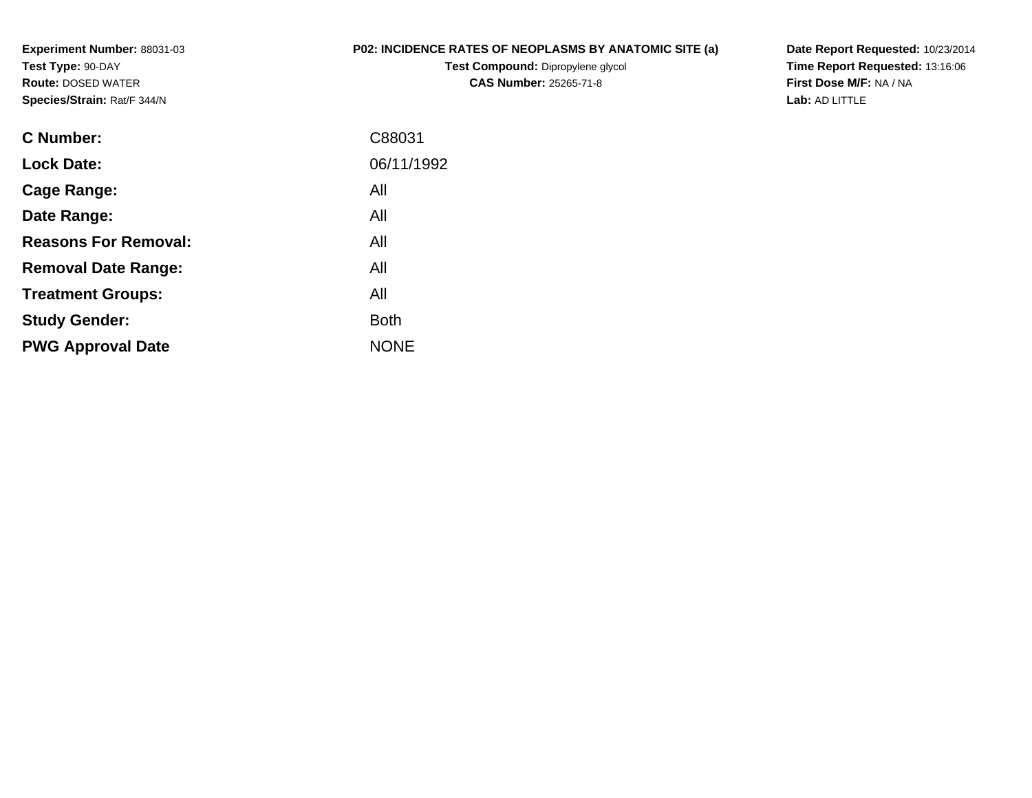**Experiment Number:** 88031-03
**Test Type:** 90-DAY
**Route:** DOSED WATER
**Species/Strain:** Rat/F 344/N

**P02: INCIDENCE RATES OF NEOPLASMS BY ANATOMIC SITE (a)**
**Test Compound:** Dipropylene glycol
**CAS Number:** 25265-71-8

**Date Report Requested:** 10/23/2014
**Time Report Requested:** 13:16:06
**First Dose M/F:** NA / NA
**Lab:** AD LITTLE

| | |
|---|---|
| **C Number:** | C88031 |
| **Lock Date:** | 06/11/1992 |
| **Cage Range:** | All |
| **Date Range:** | All |
| **Reasons For Removal:** | All |
| **Removal Date Range:** | All |
| **Treatment Groups:** | All |
| **Study Gender:** | Both |
| **PWG Approval Date** | NONE |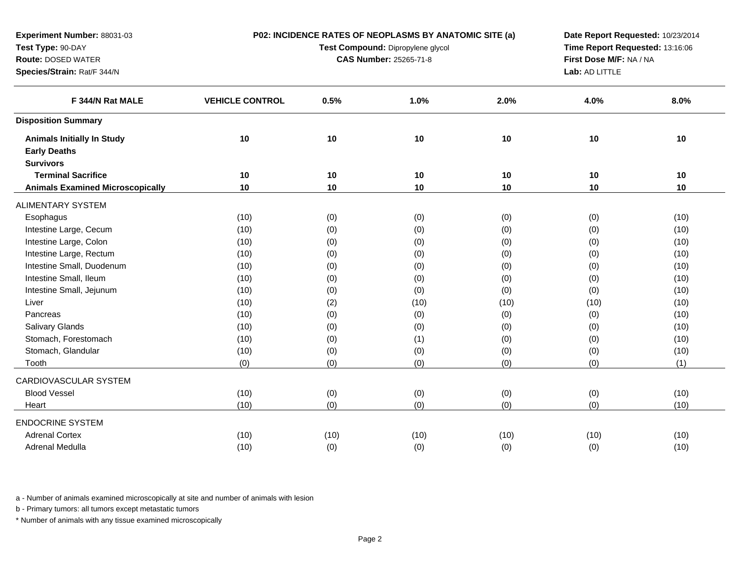**Experiment Number:** 88031-03
**Test Type:** 90-DAY
**Route:** DOSED WATER
**Species/Strain:** Rat/F 344/N

**P02: INCIDENCE RATES OF NEOPLASMS BY ANATOMIC SITE (a)**
**Test Compound:** Dipropylene glycol
**CAS Number:** 25265-71-8

**Date Report Requested:** 10/23/2014
**Time Report Requested:** 13:16:06
**First Dose M/F:** NA / NA
**Lab:** AD LITTLE

| F 344/N Rat MALE | VEHICLE CONTROL | 0.5% | 1.0% | 2.0% | 4.0% | 8.0% |
|---|---|---|---|---|---|---|
| **Disposition Summary** | | | | | | |
| **Animals Initially In Study** | **10** | **10** | **10** | **10** | **10** | **10** |
| **Early Deaths** | | | | | | |
| **Survivors** | | | | | | |
| **Terminal Sacrifice** | **10** | **10** | **10** | **10** | **10** | **10** |
| **Animals Examined Microscopically** | **10** | **10** | **10** | **10** | **10** | **10** |
| ALIMENTARY SYSTEM | | | | | | |
| Esophagus | (10) | (0) | (0) | (0) | (0) | (10) |
| Intestine Large, Cecum | (10) | (0) | (0) | (0) | (0) | (10) |
| Intestine Large, Colon | (10) | (0) | (0) | (0) | (0) | (10) |
| Intestine Large, Rectum | (10) | (0) | (0) | (0) | (0) | (10) |
| Intestine Small, Duodenum | (10) | (0) | (0) | (0) | (0) | (10) |
| Intestine Small, Ileum | (10) | (0) | (0) | (0) | (0) | (10) |
| Intestine Small, Jejunum | (10) | (0) | (0) | (0) | (0) | (10) |
| Liver | (10) | (2) | (10) | (10) | (10) | (10) |
| Pancreas | (10) | (0) | (0) | (0) | (0) | (10) |
| Salivary Glands | (10) | (0) | (0) | (0) | (0) | (10) |
| Stomach, Forestomach | (10) | (0) | (1) | (0) | (0) | (10) |
| Stomach, Glandular | (10) | (0) | (0) | (0) | (0) | (10) |
| Tooth | (0) | (0) | (0) | (0) | (0) | (1) |
| CARDIOVASCULAR SYSTEM | | | | | | |
| Blood Vessel | (10) | (0) | (0) | (0) | (0) | (10) |
| Heart | (10) | (0) | (0) | (0) | (0) | (10) |
| ENDOCRINE SYSTEM | | | | | | |
| Adrenal Cortex | (10) | (10) | (10) | (10) | (10) | (10) |
| Adrenal Medulla | (10) | (0) | (0) | (0) | (0) | (10) |

a - Number of animals examined microscopically at site and number of animals with lesion

b - Primary tumors: all tumors except metastatic tumors

* Number of animals with any tissue examined microscopically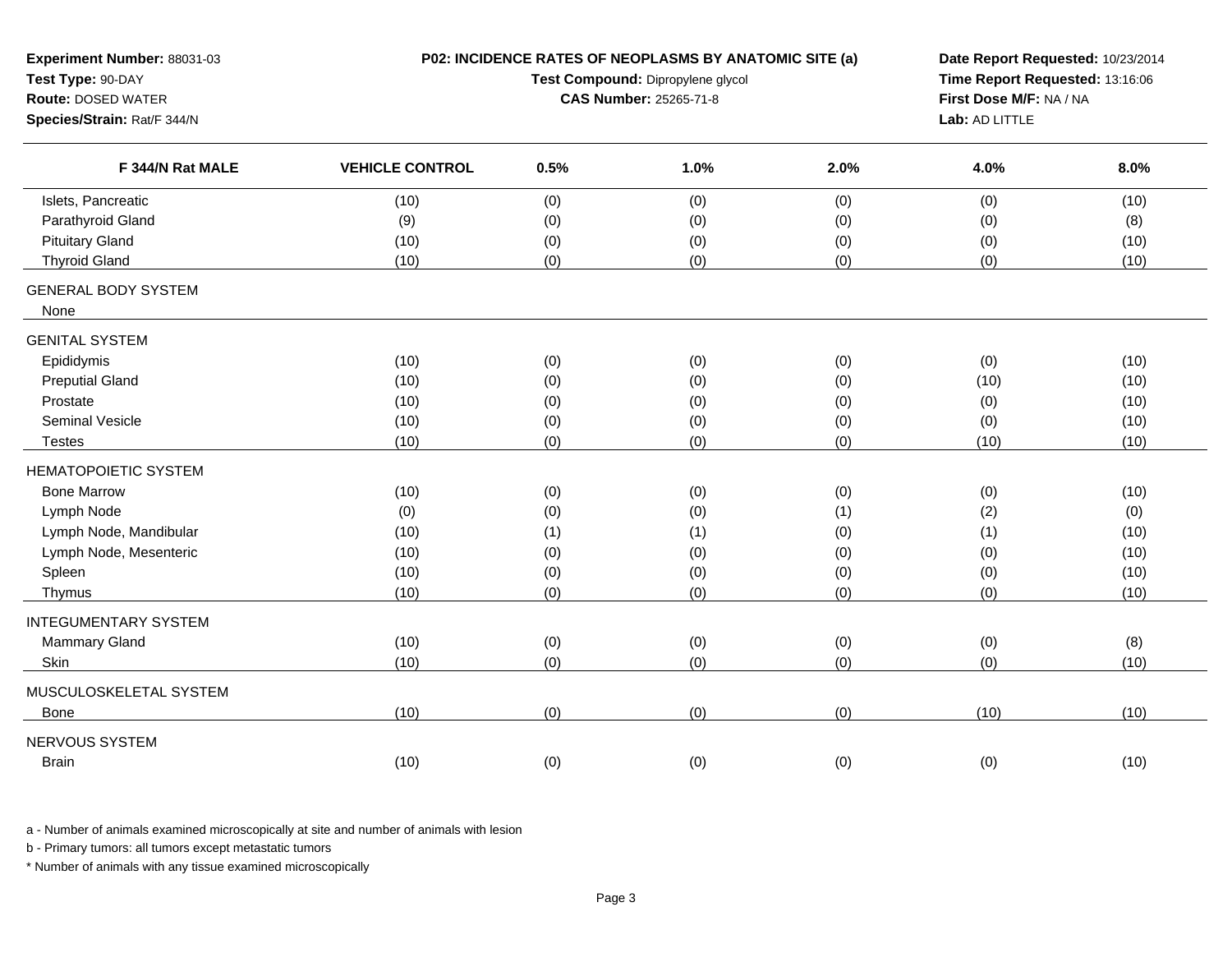**Experiment Number:** 88031-03
**Test Type:** 90-DAY
**Route:** DOSED WATER
**Species/Strain:** Rat/F 344/N

**P02: INCIDENCE RATES OF NEOPLASMS BY ANATOMIC SITE (a)**
**Test Compound:** Dipropylene glycol
**CAS Number:** 25265-71-8

**Date Report Requested:** 10/23/2014
**Time Report Requested:** 13:16:06
**First Dose M/F:** NA / NA
**Lab:** AD LITTLE

| F 344/N Rat MALE | VEHICLE CONTROL | 0.5% | 1.0% | 2.0% | 4.0% | 8.0% |
|---|---|---|---|---|---|---|
| Islets, Pancreatic | (10) | (0) | (0) | (0) | (0) | (10) |
| Parathyroid Gland | (9) | (0) | (0) | (0) | (0) | (8) |
| Pituitary Gland | (10) | (0) | (0) | (0) | (0) | (10) |
| Thyroid Gland | (10) | (0) | (0) | (0) | (0) | (10) |
| GENERAL BODY SYSTEM | | | | | | |
| None | | | | | | |
| GENITAL SYSTEM | | | | | | |
| Epididymis | (10) | (0) | (0) | (0) | (0) | (10) |
| Preputial Gland | (10) | (0) | (0) | (0) | (10) | (10) |
| Prostate | (10) | (0) | (0) | (0) | (0) | (10) |
| Seminal Vesicle | (10) | (0) | (0) | (0) | (0) | (10) |
| Testes | (10) | (0) | (0) | (0) | (10) | (10) |
| HEMATOPOIETIC SYSTEM | | | | | | |
| Bone Marrow | (10) | (0) | (0) | (0) | (0) | (10) |
| Lymph Node | (0) | (0) | (0) | (1) | (2) | (0) |
| Lymph Node, Mandibular | (10) | (1) | (1) | (0) | (1) | (10) |
| Lymph Node, Mesenteric | (10) | (0) | (0) | (0) | (0) | (10) |
| Spleen | (10) | (0) | (0) | (0) | (0) | (10) |
| Thymus | (10) | (0) | (0) | (0) | (0) | (10) |
| INTEGUMENTARY SYSTEM | | | | | | |
| Mammary Gland | (10) | (0) | (0) | (0) | (0) | (8) |
| Skin | (10) | (0) | (0) | (0) | (0) | (10) |
| MUSCULOSKELETAL SYSTEM | | | | | | |
| Bone | (10) | (0) | (0) | (0) | (10) | (10) |
| NERVOUS SYSTEM | | | | | | |
| Brain | (10) | (0) | (0) | (0) | (0) | (10) |

a - Number of animals examined microscopically at site and number of animals with lesion

b - Primary tumors: all tumors except metastatic tumors

* Number of animals with any tissue examined microscopically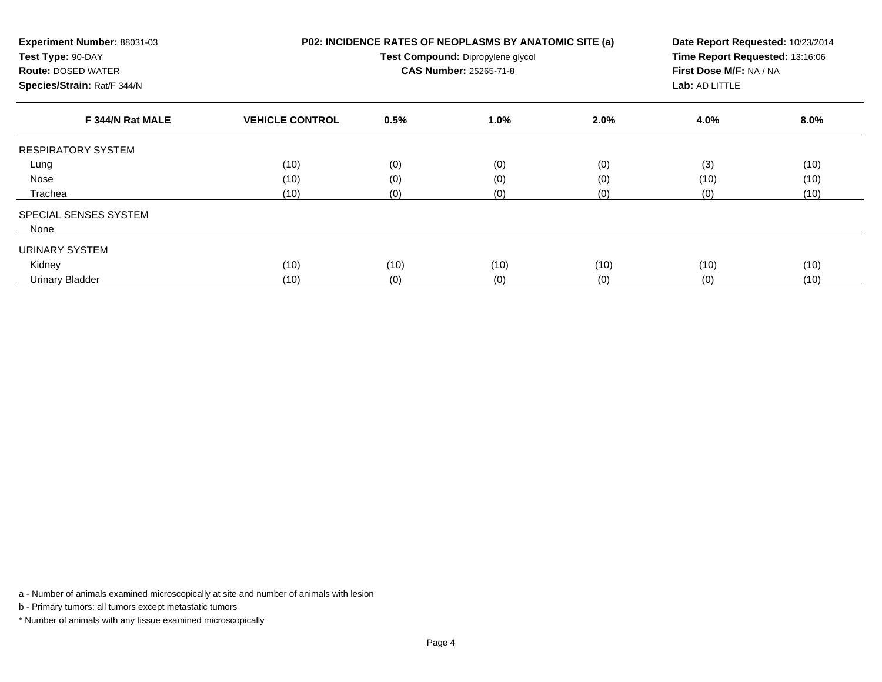**Experiment Number:** 88031-03
**Test Type:** 90-DAY
**Route:** DOSED WATER
**Species/Strain:** Rat/F 344/N

**P02: INCIDENCE RATES OF NEOPLASMS BY ANATOMIC SITE (a)**
**Test Compound:** Dipropylene glycol
**CAS Number:** 25265-71-8

**Date Report Requested:** 10/23/2014
**Time Report Requested:** 13:16:06
**First Dose M/F:** NA / NA
**Lab:** AD LITTLE

| F 344/N Rat MALE | VEHICLE CONTROL | 0.5% | 1.0% | 2.0% | 4.0% | 8.0% |
|---|---|---|---|---|---|---|
| RESPIRATORY SYSTEM | | | | | | |
| Lung | (10) | (0) | (0) | (0) | (3) | (10) |
| Nose | (10) | (0) | (0) | (0) | (10) | (10) |
| Trachea | (10) | (0) | (0) | (0) | (0) | (10) |
| SPECIAL SENSES SYSTEM | | | | | | |
| None | | | | | | |
| URINARY SYSTEM | | | | | | |
| Kidney | (10) | (10) | (10) | (10) | (10) | (10) |
| Urinary Bladder | (10) | (0) | (0) | (0) | (0) | (10) |

a - Number of animals examined microscopically at site and number of animals with lesion

b - Primary tumors: all tumors except metastatic tumors

* Number of animals with any tissue examined microscopically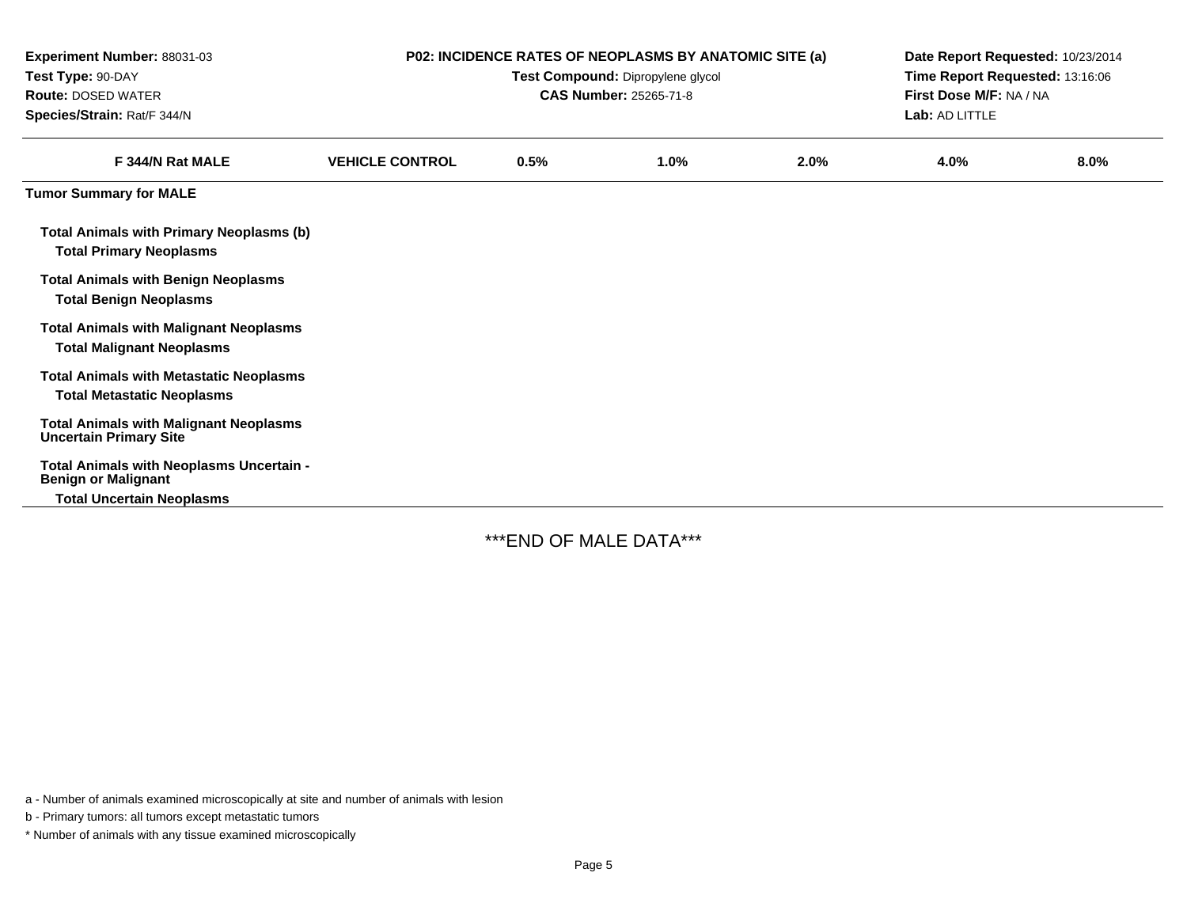**Experiment Number:** 88031-03
**Test Type:** 90-DAY
**Route:** DOSED WATER
**Species/Strain:** Rat/F 344/N

**P02: INCIDENCE RATES OF NEOPLASMS BY ANATOMIC SITE (a)**
**Test Compound:** Dipropylene glycol
**CAS Number:** 25265-71-8

**Date Report Requested:** 10/23/2014
**Time Report Requested:** 13:16:06
**First Dose M/F:** NA / NA
**Lab:** AD LITTLE

| F 344/N Rat MALE | VEHICLE CONTROL | 0.5% | 1.0% | 2.0% | 4.0% | 8.0% |
|---|---|---|---|---|---|---|
| **Tumor Summary for MALE** | | | | | | |
| **Total Animals with Primary Neoplasms (b)** | | | | | | |
| **Total Primary Neoplasms** | | | | | | |
| **Total Animals with Benign Neoplasms** | | | | | | |
| **Total Benign Neoplasms** | | | | | | |
| **Total Animals with Malignant Neoplasms** | | | | | | |
| **Total Malignant Neoplasms** | | | | | | |
| **Total Animals with Metastatic Neoplasms** | | | | | | |
| **Total Metastatic Neoplasms** | | | | | | |
| **Total Animals with Malignant Neoplasms Uncertain Primary Site** | | | | | | |
| **Total Animals with Neoplasms Uncertain - Benign or Malignant** | | | | | | |
| **Total Uncertain Neoplasms** | | | | | | |

***END OF MALE DATA***

a - Number of animals examined microscopically at site and number of animals with lesion

b - Primary tumors: all tumors except metastatic tumors

* Number of animals with any tissue examined microscopically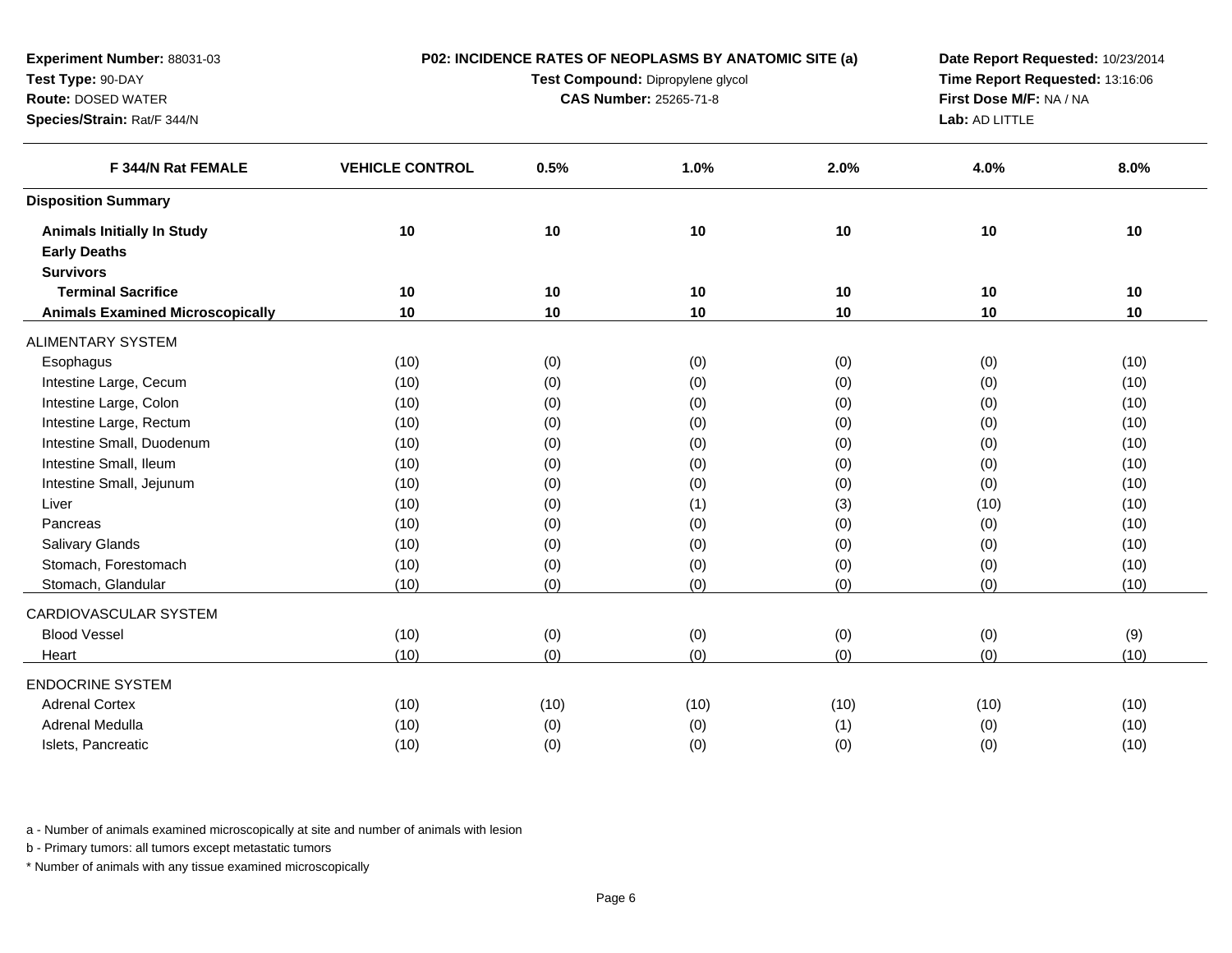**Experiment Number:** 88031-03
**Test Type:** 90-DAY
**Route:** DOSED WATER
**Species/Strain:** Rat/F 344/N

**P02: INCIDENCE RATES OF NEOPLASMS BY ANATOMIC SITE (a)**
**Test Compound:** Dipropylene glycol
**CAS Number:** 25265-71-8

**Date Report Requested:** 10/23/2014
**Time Report Requested:** 13:16:06
**First Dose M/F:** NA / NA
**Lab:** AD LITTLE

| F 344/N Rat FEMALE | VEHICLE CONTROL | 0.5% | 1.0% | 2.0% | 4.0% | 8.0% |
|---|---|---|---|---|---|---|
| **Disposition Summary** | | | | | | |
| **Animals Initially In Study** | 10 | 10 | 10 | 10 | 10 | 10 |
| **Early Deaths** | | | | | | |
| **Survivors** | | | | | | |
| **Terminal Sacrifice** | 10 | 10 | 10 | 10 | 10 | 10 |
| **Animals Examined Microscopically** | 10 | 10 | 10 | 10 | 10 | 10 |
| ALIMENTARY SYSTEM | | | | | | |
| Esophagus | (10) | (0) | (0) | (0) | (0) | (10) |
| Intestine Large, Cecum | (10) | (0) | (0) | (0) | (0) | (10) |
| Intestine Large, Colon | (10) | (0) | (0) | (0) | (0) | (10) |
| Intestine Large, Rectum | (10) | (0) | (0) | (0) | (0) | (10) |
| Intestine Small, Duodenum | (10) | (0) | (0) | (0) | (0) | (10) |
| Intestine Small, Ileum | (10) | (0) | (0) | (0) | (0) | (10) |
| Intestine Small, Jejunum | (10) | (0) | (0) | (0) | (0) | (10) |
| Liver | (10) | (0) | (1) | (3) | (10) | (10) |
| Pancreas | (10) | (0) | (0) | (0) | (0) | (10) |
| Salivary Glands | (10) | (0) | (0) | (0) | (0) | (10) |
| Stomach, Forestomach | (10) | (0) | (0) | (0) | (0) | (10) |
| Stomach, Glandular | (10) | (0) | (0) | (0) | (0) | (10) |
| CARDIOVASCULAR SYSTEM | | | | | | |
| Blood Vessel | (10) | (0) | (0) | (0) | (0) | (9) |
| Heart | (10) | (0) | (0) | (0) | (0) | (10) |
| ENDOCRINE SYSTEM | | | | | | |
| Adrenal Cortex | (10) | (10) | (10) | (10) | (10) | (10) |
| Adrenal Medulla | (10) | (0) | (0) | (1) | (0) | (10) |
| Islets, Pancreatic | (10) | (0) | (0) | (0) | (0) | (10) |

a - Number of animals examined microscopically at site and number of animals with lesion

b - Primary tumors: all tumors except metastatic tumors

* Number of animals with any tissue examined microscopically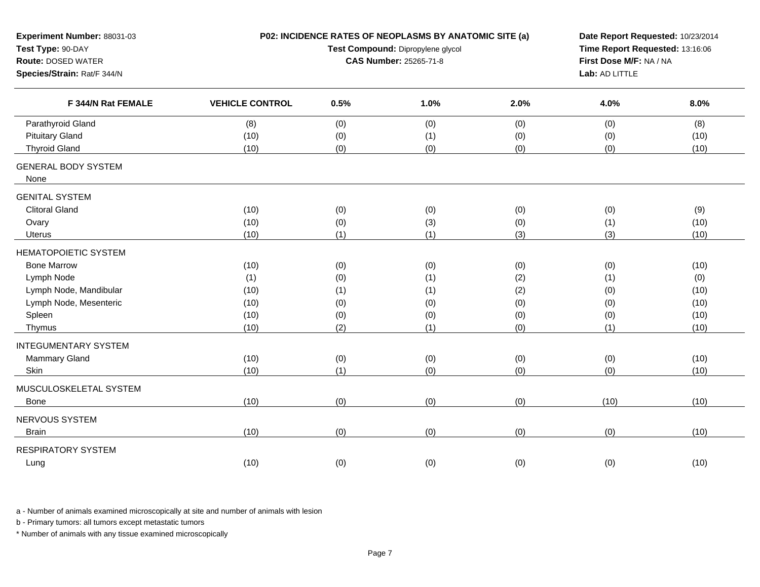**Experiment Number:** 88031-03
**Test Type:** 90-DAY
**Route:** DOSED WATER
**Species/Strain:** Rat/F 344/N

**P02: INCIDENCE RATES OF NEOPLASMS BY ANATOMIC SITE (a)**
**Test Compound:** Dipropylene glycol
**CAS Number:** 25265-71-8

**Date Report Requested:** 10/23/2014
**Time Report Requested:** 13:16:06
**First Dose M/F:** NA / NA
**Lab:** AD LITTLE

| F 344/N Rat FEMALE | VEHICLE CONTROL | 0.5% | 1.0% | 2.0% | 4.0% | 8.0% |
|---|---|---|---|---|---|---|
| Parathyroid Gland | (8) | (0) | (0) | (0) | (0) | (8) |
| Pituitary Gland | (10) | (0) | (1) | (0) | (0) | (10) |
| Thyroid Gland | (10) | (0) | (0) | (0) | (0) | (10) |
| GENERAL BODY SYSTEM | | | | | | |
| None | | | | | | |
| GENITAL SYSTEM | | | | | | |
| Clitoral Gland | (10) | (0) | (0) | (0) | (0) | (9) |
| Ovary | (10) | (0) | (3) | (0) | (1) | (10) |
| Uterus | (10) | (1) | (1) | (3) | (3) | (10) |
| HEMATOPOIETIC SYSTEM | | | | | | |
| Bone Marrow | (10) | (0) | (0) | (0) | (0) | (10) |
| Lymph Node | (1) | (0) | (1) | (2) | (1) | (0) |
| Lymph Node, Mandibular | (10) | (1) | (1) | (2) | (0) | (10) |
| Lymph Node, Mesenteric | (10) | (0) | (0) | (0) | (0) | (10) |
| Spleen | (10) | (0) | (0) | (0) | (0) | (10) |
| Thymus | (10) | (2) | (1) | (0) | (1) | (10) |
| INTEGUMENTARY SYSTEM | | | | | | |
| Mammary Gland | (10) | (0) | (0) | (0) | (0) | (10) |
| Skin | (10) | (1) | (0) | (0) | (0) | (10) |
| MUSCULOSKELETAL SYSTEM | | | | | | |
| Bone | (10) | (0) | (0) | (0) | (10) | (10) |
| NERVOUS SYSTEM | | | | | | |
| Brain | (10) | (0) | (0) | (0) | (0) | (10) |
| RESPIRATORY SYSTEM | | | | | | |
| Lung | (10) | (0) | (0) | (0) | (0) | (10) |

a - Number of animals examined microscopically at site and number of animals with lesion

b - Primary tumors: all tumors except metastatic tumors

* Number of animals with any tissue examined microscopically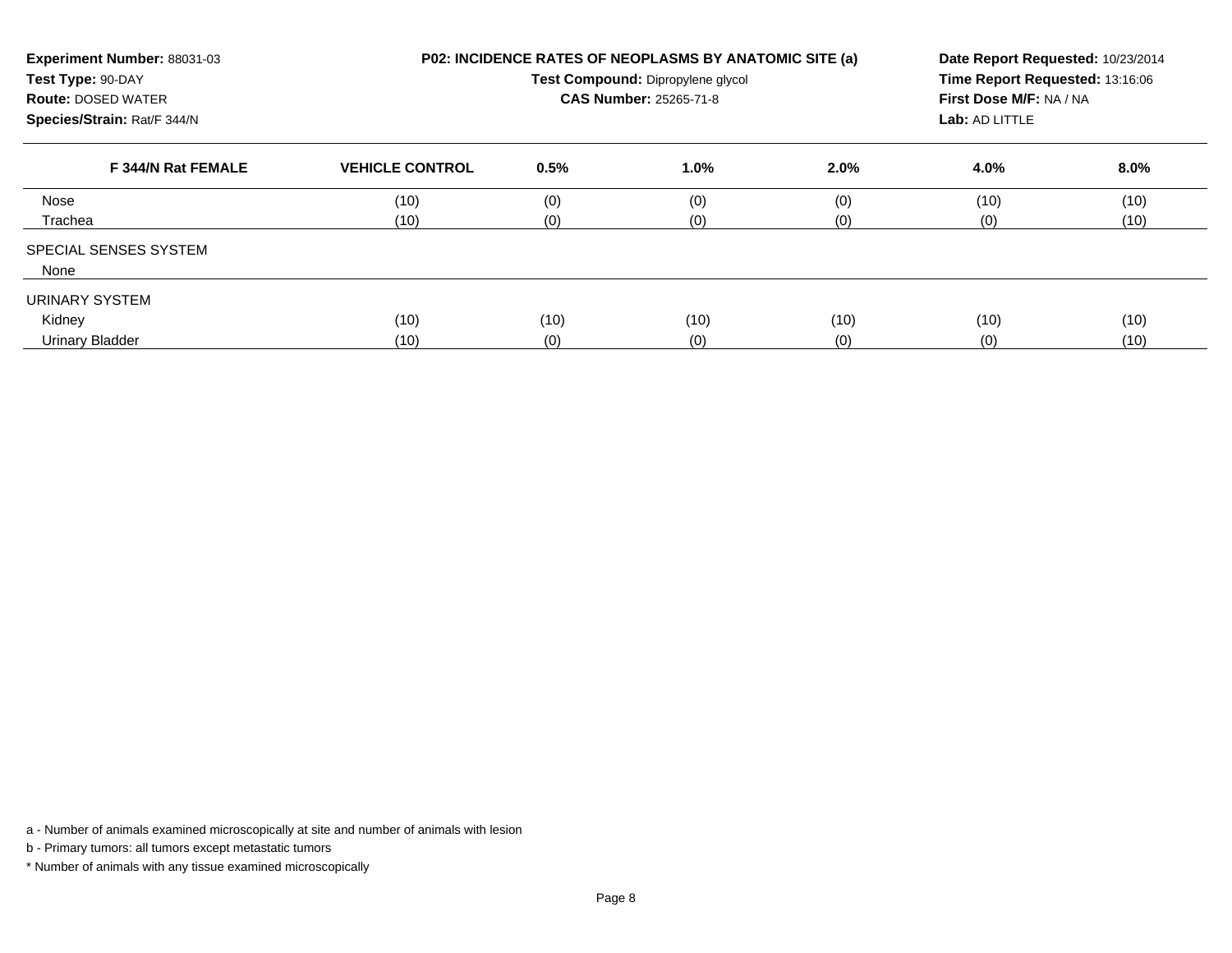**Experiment Number:** 88031-03
**Test Type:** 90-DAY
**Route:** DOSED WATER
**Species/Strain:** Rat/F 344/N

**P02: INCIDENCE RATES OF NEOPLASMS BY ANATOMIC SITE (a)**
**Test Compound:** Dipropylene glycol
**CAS Number:** 25265-71-8

**Date Report Requested:** 10/23/2014
**Time Report Requested:** 13:16:06
**First Dose M/F:** NA / NA
**Lab:** AD LITTLE

| F 344/N Rat FEMALE | VEHICLE CONTROL | 0.5% | 1.0% | 2.0% | 4.0% | 8.0% |
|---|---|---|---|---|---|---|
| Nose | (10) | (0) | (0) | (0) | (10) | (10) |
| Trachea | (10) | (0) | (0) | (0) | (0) | (10) |
| SPECIAL SENSES SYSTEM | | | | | | |
| None | | | | | | |
| URINARY SYSTEM | | | | | | |
| Kidney | (10) | (10) | (10) | (10) | (10) | (10) |
| Urinary Bladder | (10) | (0) | (0) | (0) | (0) | (10) |

a - Number of animals examined microscopically at site and number of animals with lesion

b - Primary tumors: all tumors except metastatic tumors

* Number of animals with any tissue examined microscopically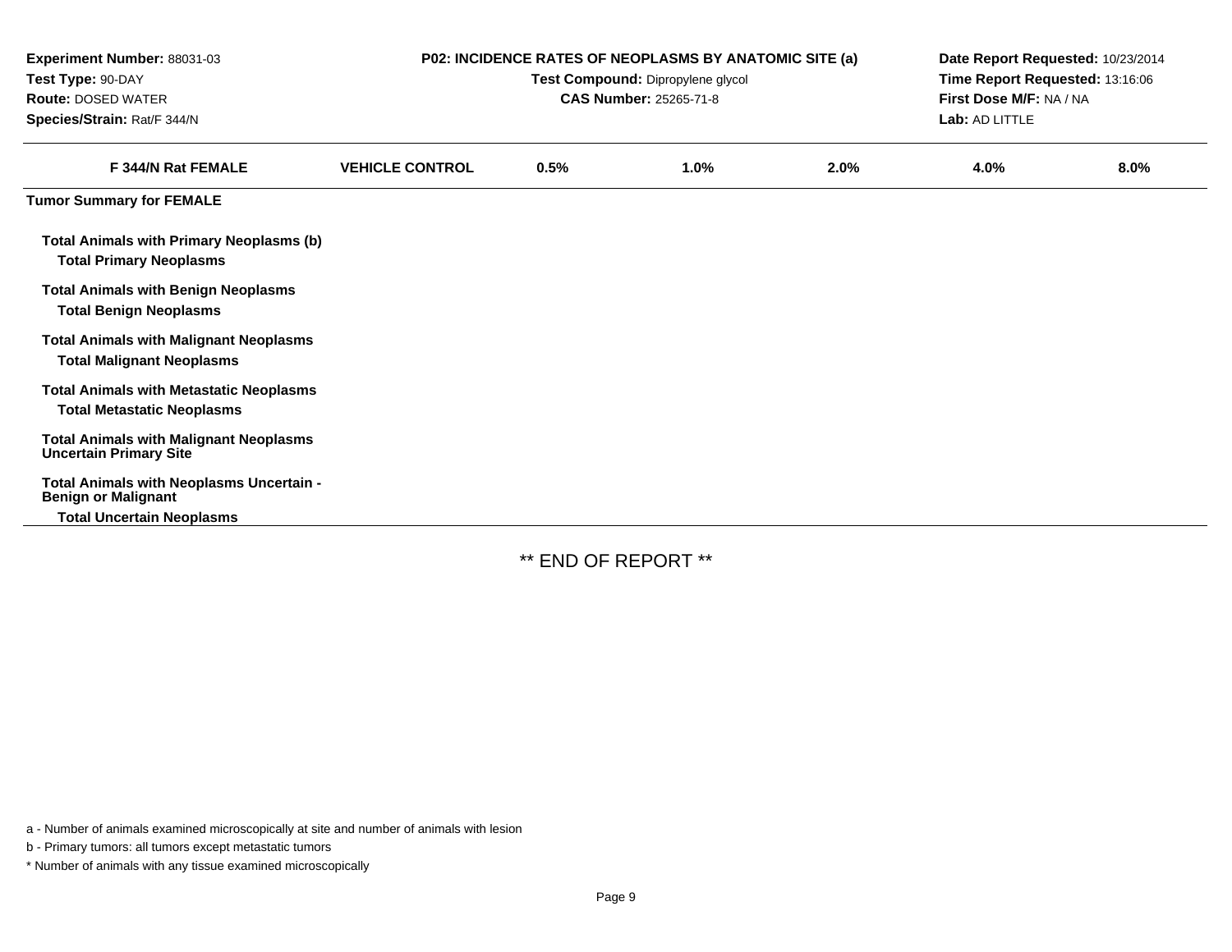**Experiment Number:** 88031-03
**Test Type:** 90-DAY
**Route:** DOSED WATER
**Species/Strain:** Rat/F 344/N

**P02: INCIDENCE RATES OF NEOPLASMS BY ANATOMIC SITE (a)**
**Test Compound:** Dipropylene glycol
**CAS Number:** 25265-71-8

**Date Report Requested:** 10/23/2014
**Time Report Requested:** 13:16:06
**First Dose M/F:** NA / NA
**Lab:** AD LITTLE

| F 344/N Rat FEMALE | VEHICLE CONTROL | 0.5% | 1.0% | 2.0% | 4.0% | 8.0% |
|---|---|---|---|---|---|---|
| **Tumor Summary for FEMALE** | | | | | | |
| **Total Animals with Primary Neoplasms (b)** | | | | | | |
| **Total Primary Neoplasms** | | | | | | |
| **Total Animals with Benign Neoplasms** | | | | | | |
| **Total Benign Neoplasms** | | | | | | |
| **Total Animals with Malignant Neoplasms** | | | | | | |
| **Total Malignant Neoplasms** | | | | | | |
| **Total Animals with Metastatic Neoplasms** | | | | | | |
| **Total Metastatic Neoplasms** | | | | | | |
| **Total Animals with Malignant Neoplasms Uncertain Primary Site** | | | | | | |
| **Total Animals with Neoplasms Uncertain - Benign or Malignant** | | | | | | |
| **Total Uncertain Neoplasms** | | | | | | |

** END OF REPORT **

a - Number of animals examined microscopically at site and number of animals with lesion

b - Primary tumors: all tumors except metastatic tumors

* Number of animals with any tissue examined microscopically